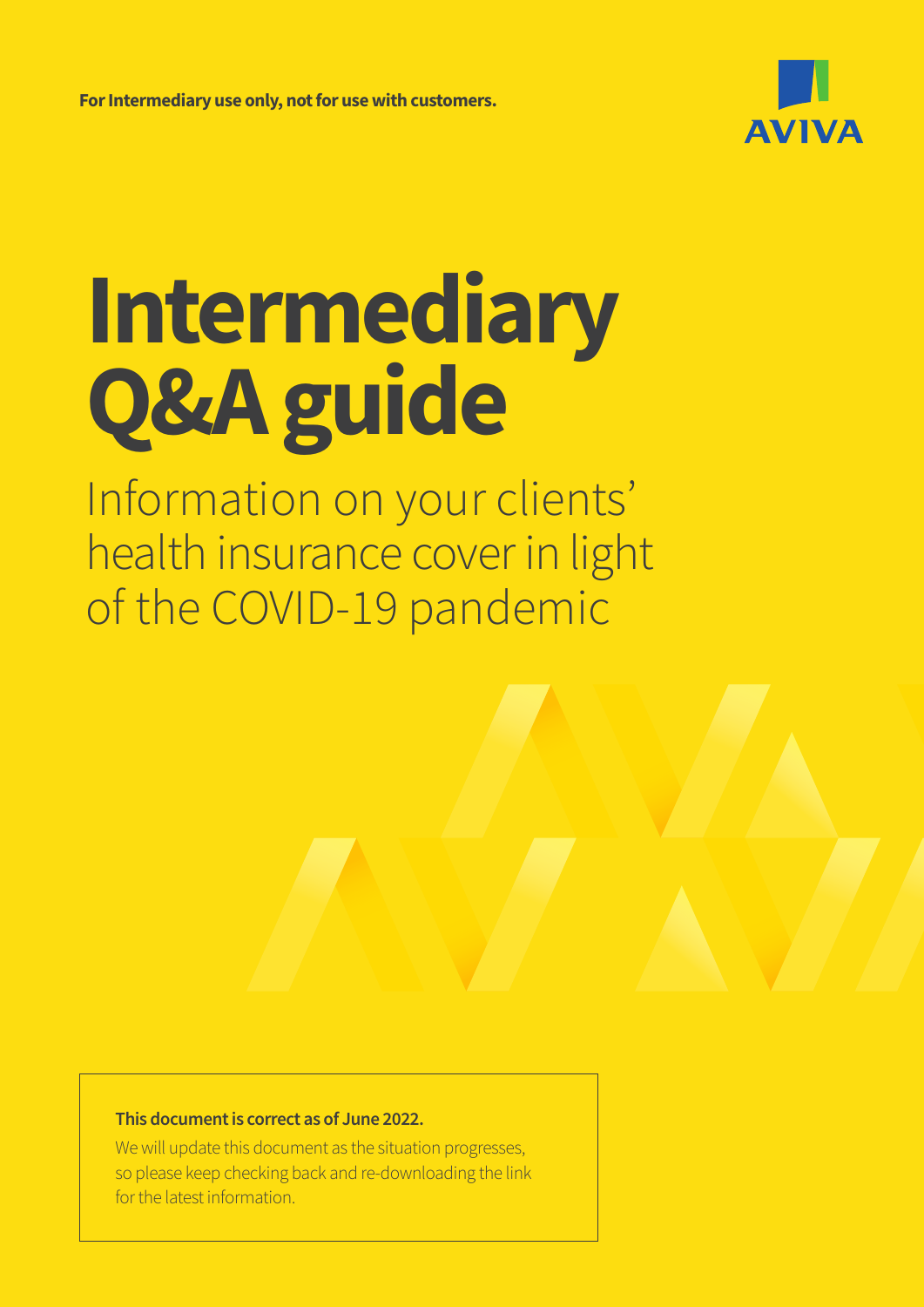**For Intermediary use only, not for use with customers.**

AVIVA

# Intermediary Q&A guide

Information on your clients' health insurance cover in light of the COVID-19 pandemic

**This document is correct as of June 2022.**

We will update this document as the situation progresses, so please keep checking back and re-downloading the link for the latest information.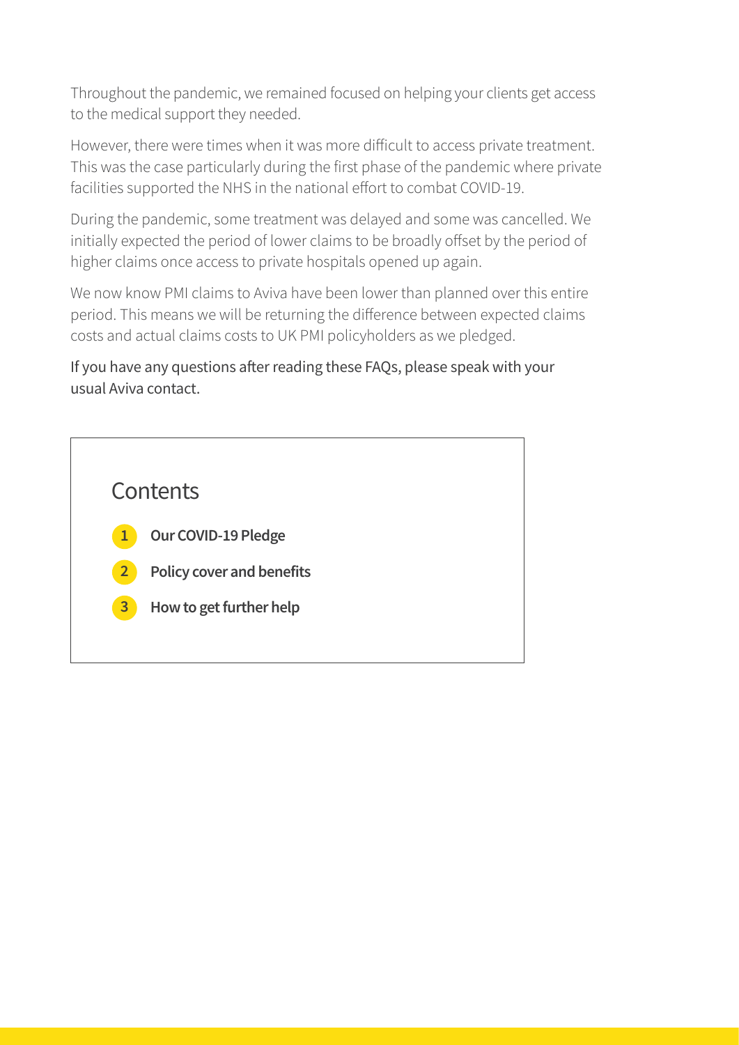Throughout the pandemic, we remained focused on helping your clients get access to the medical support they needed.

However, there were times when it was more difficult to access private treatment. This was the case particularly during the first phase of the pandemic where private facilities supported the NHS in the national effort to combat COVID-19.

During the pandemic, some treatment was delayed and some was cancelled. We initially expected the period of lower claims to be broadly offset by the period of higher claims once access to private hospitals opened up again.

We now know PMI claims to Aviva have been lower than planned over this entire period. This means we will be returning the difference between expected claims costs and actual claims costs to UK PMI policyholders as we pledged.

If you have any questions after reading these FAQs, please speak with your usual Aviva contact.

## Contents

1. **Our COVID-19 Pledge**
2. **Policy cover and benefits**
3. **How to get further help**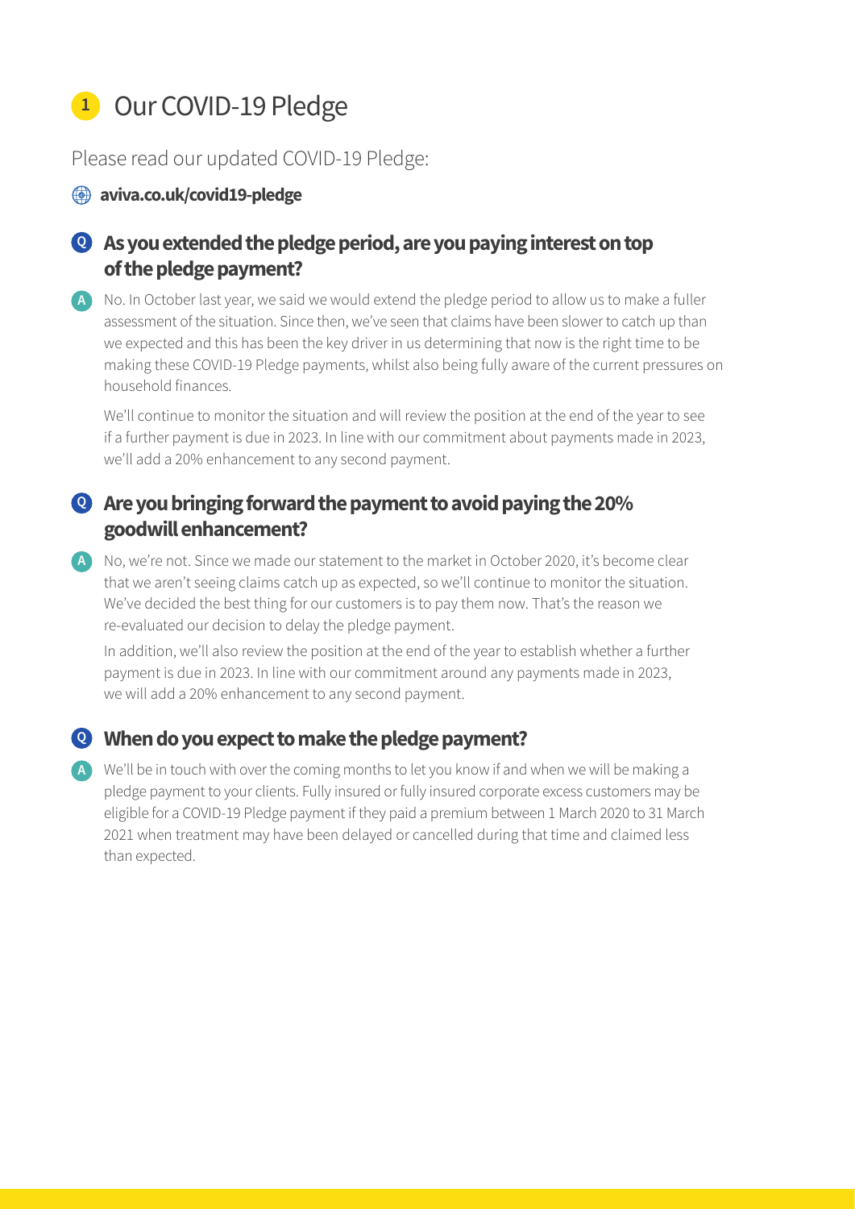# 1 Our COVID-19 Pledge

Please read our updated COVID-19 Pledge:

**aviva.co.uk/covid19-pledge**

### Q As you extended the pledge period, are you paying interest on top of the pledge payment?

A No. In October last year, we said we would extend the pledge period to allow us to make a fuller assessment of the situation. Since then, we've seen that claims have been slower to catch up than we expected and this has been the key driver in us determining that now is the right time to be making these COVID-19 Pledge payments, whilst also being fully aware of the current pressures on household finances.

We'll continue to monitor the situation and will review the position at the end of the year to see if a further payment is due in 2023. In line with our commitment about payments made in 2023, we'll add a 20% enhancement to any second payment.

### Q Are you bringing forward the payment to avoid paying the 20% goodwill enhancement?

A No, we're not. Since we made our statement to the market in October 2020, it's become clear that we aren't seeing claims catch up as expected, so we'll continue to monitor the situation. We've decided the best thing for our customers is to pay them now. That's the reason we re-evaluated our decision to delay the pledge payment.

In addition, we'll also review the position at the end of the year to establish whether a further payment is due in 2023. In line with our commitment around any payments made in 2023, we will add a 20% enhancement to any second payment.

### Q When do you expect to make the pledge payment?

A We'll be in touch with over the coming months to let you know if and when we will be making a pledge payment to your clients. Fully insured or fully insured corporate excess customers may be eligible for a COVID-19 Pledge payment if they paid a premium between 1 March 2020 to 31 March 2021 when treatment may have been delayed or cancelled during that time and claimed less than expected.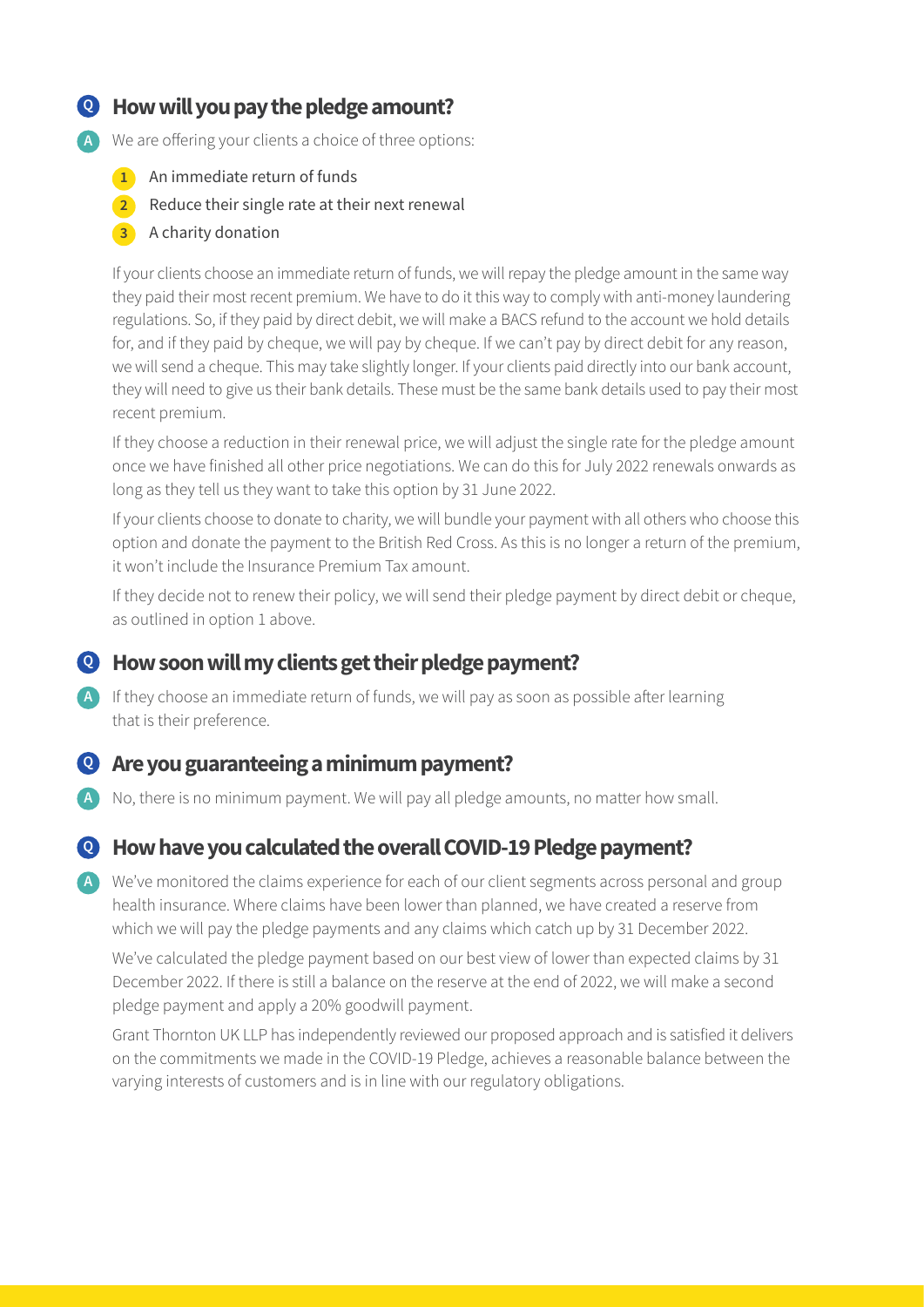## Q How will you pay the pledge amount?

**A** We are offering your clients a choice of three options:

1. An immediate return of funds
2. Reduce their single rate at their next renewal
3. A charity donation

If your clients choose an immediate return of funds, we will repay the pledge amount in the same way they paid their most recent premium. We have to do it this way to comply with anti-money laundering regulations. So, if they paid by direct debit, we will make a BACS refund to the account we hold details for, and if they paid by cheque, we will pay by cheque. If we can't pay by direct debit for any reason, we will send a cheque. This may take slightly longer. If your clients paid directly into our bank account, they will need to give us their bank details. These must be the same bank details used to pay their most recent premium.

If they choose a reduction in their renewal price, we will adjust the single rate for the pledge amount once we have finished all other price negotiations. We can do this for July 2022 renewals onwards as long as they tell us they want to take this option by 31 June 2022.

If your clients choose to donate to charity, we will bundle your payment with all others who choose this option and donate the payment to the British Red Cross. As this is no longer a return of the premium, it won't include the Insurance Premium Tax amount.

If they decide not to renew their policy, we will send their pledge payment by direct debit or cheque, as outlined in option 1 above.

## Q How soon will my clients get their pledge payment?

**A** If they choose an immediate return of funds, we will pay as soon as possible after learning that is their preference.

## Q Are you guaranteeing a minimum payment?

**A** No, there is no minimum payment. We will pay all pledge amounts, no matter how small.

## Q How have you calculated the overall COVID-19 Pledge payment?

**A** We've monitored the claims experience for each of our client segments across personal and group health insurance. Where claims have been lower than planned, we have created a reserve from which we will pay the pledge payments and any claims which catch up by 31 December 2022.

We've calculated the pledge payment based on our best view of lower than expected claims by 31 December 2022. If there is still a balance on the reserve at the end of 2022, we will make a second pledge payment and apply a 20% goodwill payment.

Grant Thornton UK LLP has independently reviewed our proposed approach and is satisfied it delivers on the commitments we made in the COVID-19 Pledge, achieves a reasonable balance between the varying interests of customers and is in line with our regulatory obligations.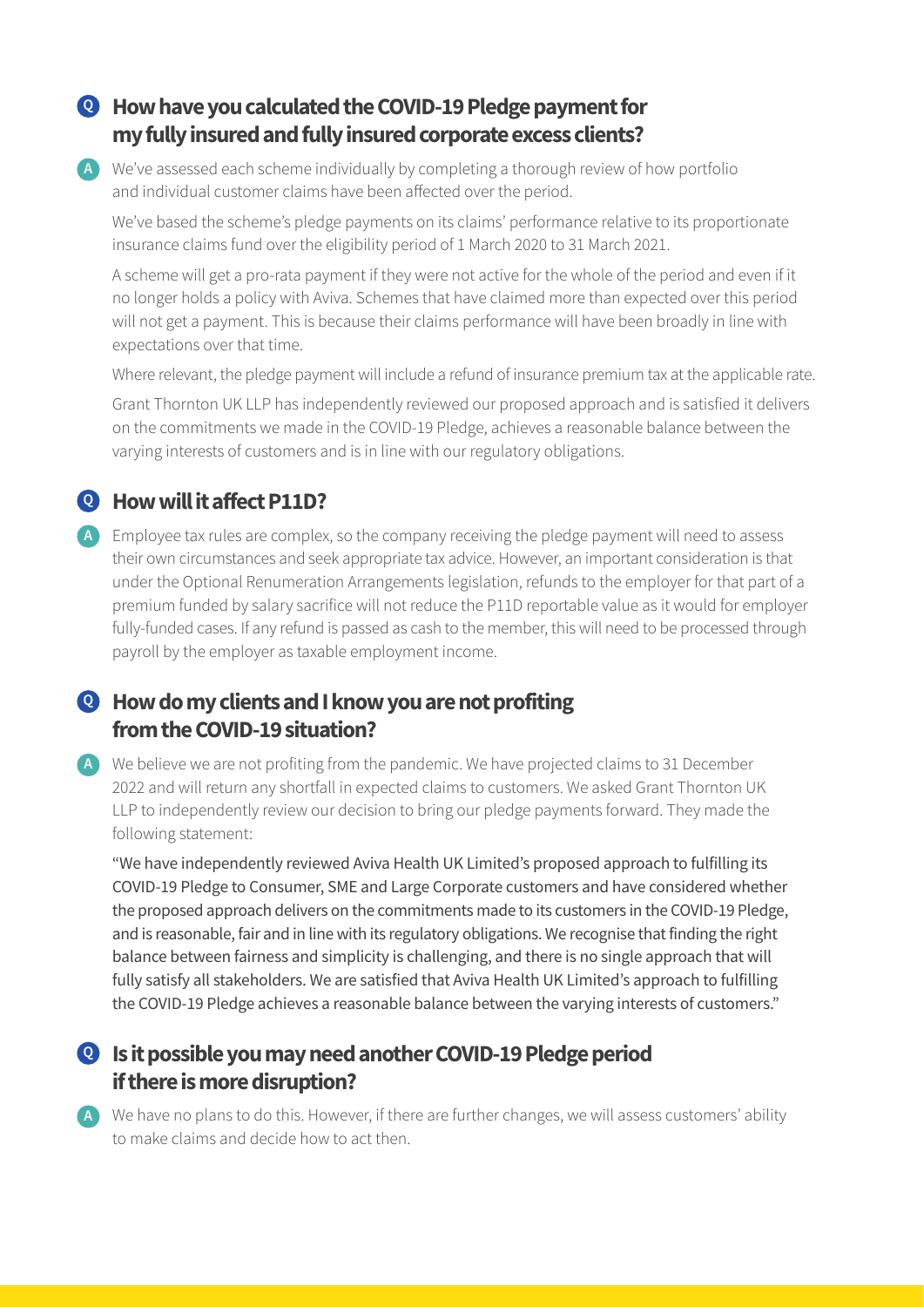## Q How have you calculated the COVID-19 Pledge payment for my fully insured and fully insured corporate excess clients?

**A** We've assessed each scheme individually by completing a thorough review of how portfolio and individual customer claims have been affected over the period.

We've based the scheme's pledge payments on its claims' performance relative to its proportionate insurance claims fund over the eligibility period of 1 March 2020 to 31 March 2021.

A scheme will get a pro-rata payment if they were not active for the whole of the period and even if it no longer holds a policy with Aviva. Schemes that have claimed more than expected over this period will not get a payment. This is because their claims performance will have been broadly in line with expectations over that time.

Where relevant, the pledge payment will include a refund of insurance premium tax at the applicable rate.

Grant Thornton UK LLP has independently reviewed our proposed approach and is satisfied it delivers on the commitments we made in the COVID-19 Pledge, achieves a reasonable balance between the varying interests of customers and is in line with our regulatory obligations.

## Q How will it affect P11D?

**A** Employee tax rules are complex, so the company receiving the pledge payment will need to assess their own circumstances and seek appropriate tax advice. However, an important consideration is that under the Optional Renumeration Arrangements legislation, refunds to the employer for that part of a premium funded by salary sacrifice will not reduce the P11D reportable value as it would for employer fully-funded cases. If any refund is passed as cash to the member, this will need to be processed through payroll by the employer as taxable employment income.

## Q How do my clients and I know you are not profiting from the COVID-19 situation?

**A** We believe we are not profiting from the pandemic. We have projected claims to 31 December 2022 and will return any shortfall in expected claims to customers. We asked Grant Thornton UK LLP to independently review our decision to bring our pledge payments forward. They made the following statement:

"We have independently reviewed Aviva Health UK Limited's proposed approach to fulfilling its COVID-19 Pledge to Consumer, SME and Large Corporate customers and have considered whether the proposed approach delivers on the commitments made to its customers in the COVID-19 Pledge, and is reasonable, fair and in line with its regulatory obligations. We recognise that finding the right balance between fairness and simplicity is challenging, and there is no single approach that will fully satisfy all stakeholders. We are satisfied that Aviva Health UK Limited's approach to fulfilling the COVID-19 Pledge achieves a reasonable balance between the varying interests of customers."

## Q Is it possible you may need another COVID-19 Pledge period if there is more disruption?

**A** We have no plans to do this. However, if there are further changes, we will assess customers' ability to make claims and decide how to act then.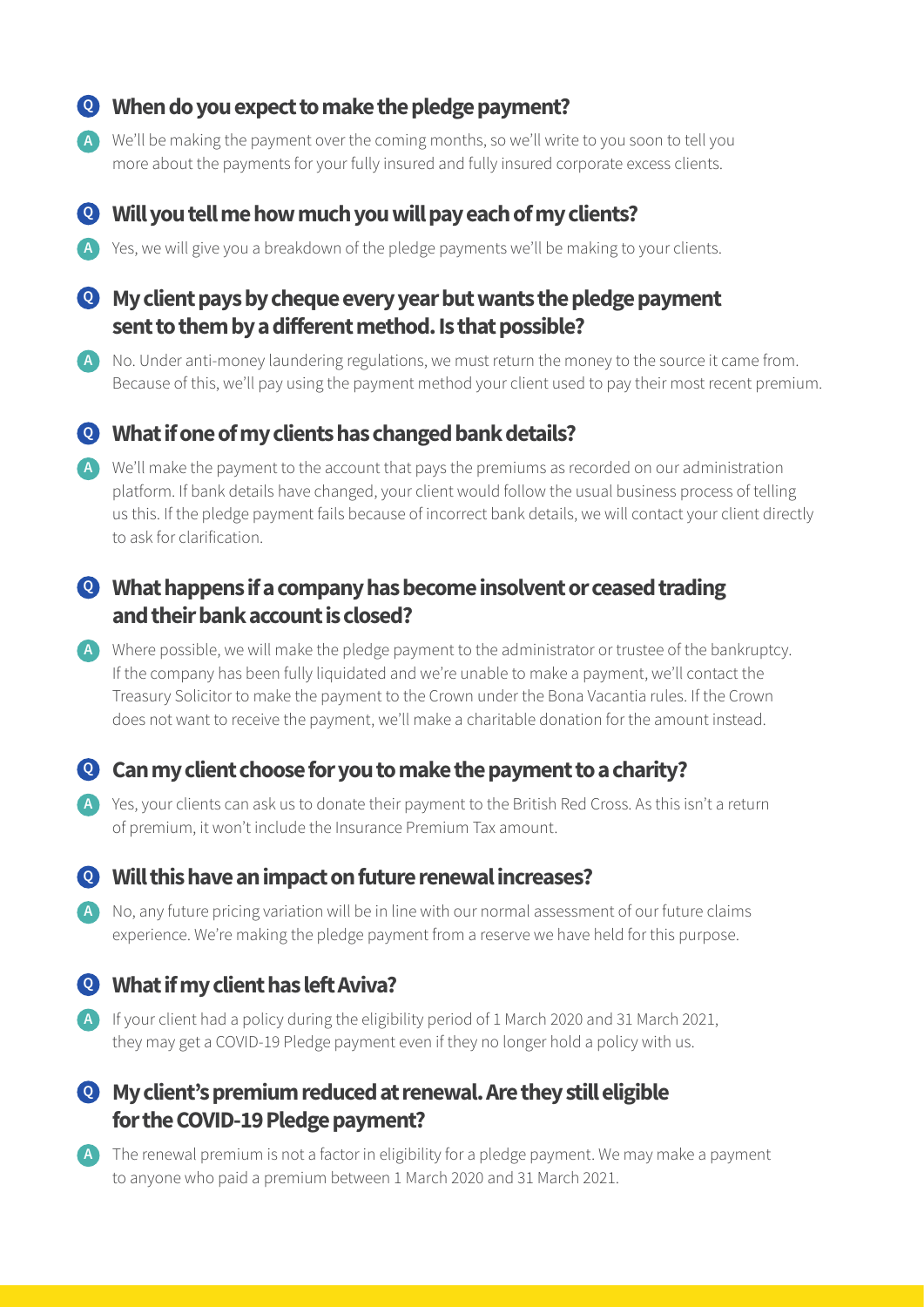### Q When do you expect to make the pledge payment?

A We'll be making the payment over the coming months, so we'll write to you soon to tell you more about the payments for your fully insured and fully insured corporate excess clients.

### Q Will you tell me how much you will pay each of my clients?

A Yes, we will give you a breakdown of the pledge payments we'll be making to your clients.

### Q My client pays by cheque every year but wants the pledge payment sent to them by a different method. Is that possible?

A No. Under anti-money laundering regulations, we must return the money to the source it came from. Because of this, we'll pay using the payment method your client used to pay their most recent premium.

### Q What if one of my clients has changed bank details?

A We'll make the payment to the account that pays the premiums as recorded on our administration platform. If bank details have changed, your client would follow the usual business process of telling us this. If the pledge payment fails because of incorrect bank details, we will contact your client directly to ask for clarification.

### Q What happens if a company has become insolvent or ceased trading and their bank account is closed?

A Where possible, we will make the pledge payment to the administrator or trustee of the bankruptcy. If the company has been fully liquidated and we're unable to make a payment, we'll contact the Treasury Solicitor to make the payment to the Crown under the Bona Vacantia rules. If the Crown does not want to receive the payment, we'll make a charitable donation for the amount instead.

### Q Can my client choose for you to make the payment to a charity?

A Yes, your clients can ask us to donate their payment to the British Red Cross. As this isn't a return of premium, it won't include the Insurance Premium Tax amount.

### Q Will this have an impact on future renewal increases?

A No, any future pricing variation will be in line with our normal assessment of our future claims experience. We're making the pledge payment from a reserve we have held for this purpose.

### Q What if my client has left Aviva?

A If your client had a policy during the eligibility period of 1 March 2020 and 31 March 2021, they may get a COVID-19 Pledge payment even if they no longer hold a policy with us.

### Q My client's premium reduced at renewal. Are they still eligible for the COVID-19 Pledge payment?

A The renewal premium is not a factor in eligibility for a pledge payment. We may make a payment to anyone who paid a premium between 1 March 2020 and 31 March 2021.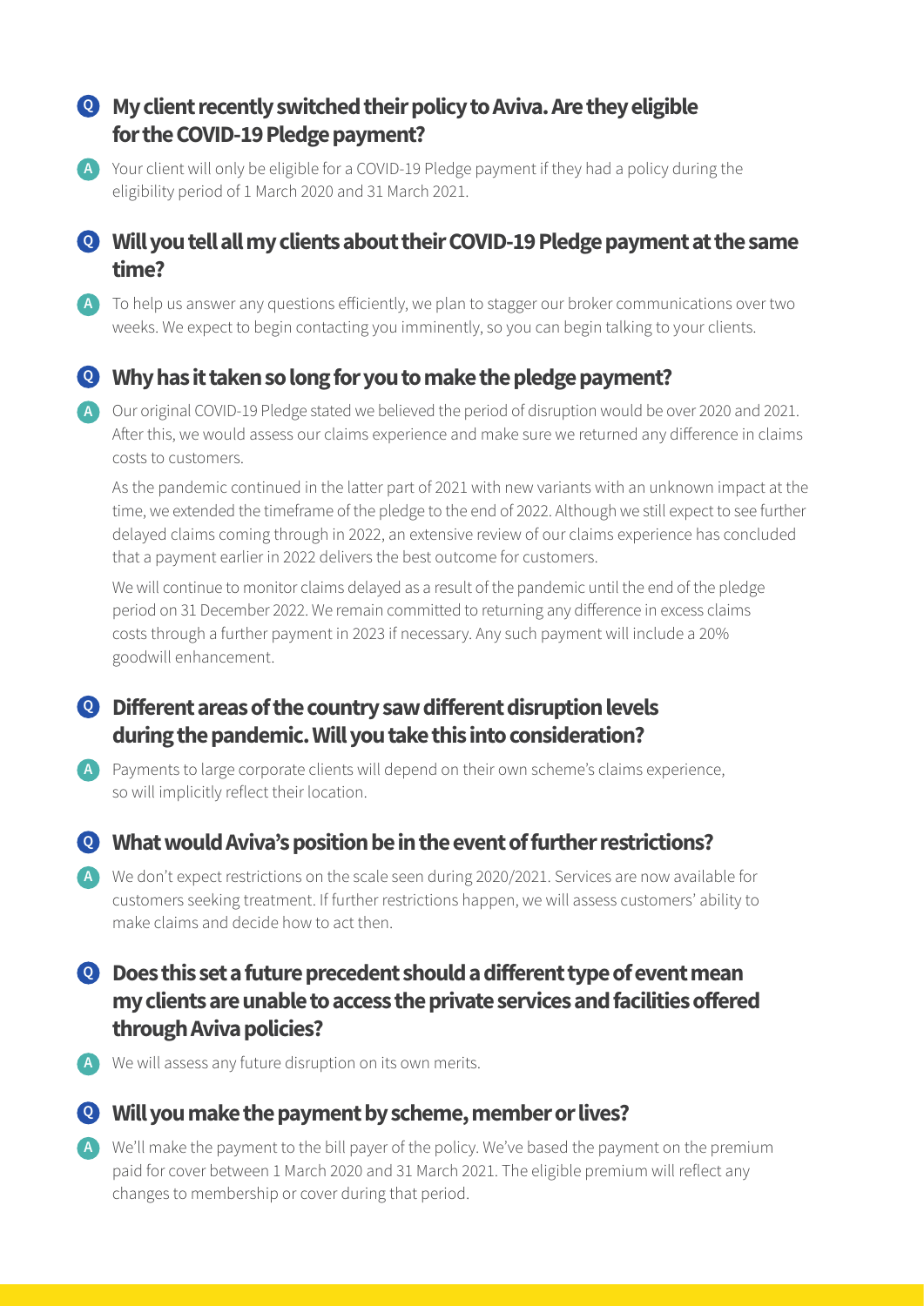### Q My client recently switched their policy to Aviva. Are they eligible for the COVID-19 Pledge payment?

**A** Your client will only be eligible for a COVID-19 Pledge payment if they had a policy during the eligibility period of 1 March 2020 and 31 March 2021.

### Q Will you tell all my clients about their COVID-19 Pledge payment at the same time?

**A** To help us answer any questions efficiently, we plan to stagger our broker communications over two weeks. We expect to begin contacting you imminently, so you can begin talking to your clients.

### Q Why has it taken so long for you to make the pledge payment?

**A** Our original COVID-19 Pledge stated we believed the period of disruption would be over 2020 and 2021. After this, we would assess our claims experience and make sure we returned any difference in claims costs to customers.

As the pandemic continued in the latter part of 2021 with new variants with an unknown impact at the time, we extended the timeframe of the pledge to the end of 2022. Although we still expect to see further delayed claims coming through in 2022, an extensive review of our claims experience has concluded that a payment earlier in 2022 delivers the best outcome for customers.

We will continue to monitor claims delayed as a result of the pandemic until the end of the pledge period on 31 December 2022. We remain committed to returning any difference in excess claims costs through a further payment in 2023 if necessary. Any such payment will include a 20% goodwill enhancement.

### Q Different areas of the country saw different disruption levels during the pandemic. Will you take this into consideration?

**A** Payments to large corporate clients will depend on their own scheme's claims experience, so will implicitly reflect their location.

### Q What would Aviva's position be in the event of further restrictions?

**A** We don't expect restrictions on the scale seen during 2020/2021. Services are now available for customers seeking treatment. If further restrictions happen, we will assess customers' ability to make claims and decide how to act then.

### Q Does this set a future precedent should a different type of event mean my clients are unable to access the private services and facilities offered through Aviva policies?

**A** We will assess any future disruption on its own merits.

### Q Will you make the payment by scheme, member or lives?

**A** We'll make the payment to the bill payer of the policy. We've based the payment on the premium paid for cover between 1 March 2020 and 31 March 2021. The eligible premium will reflect any changes to membership or cover during that period.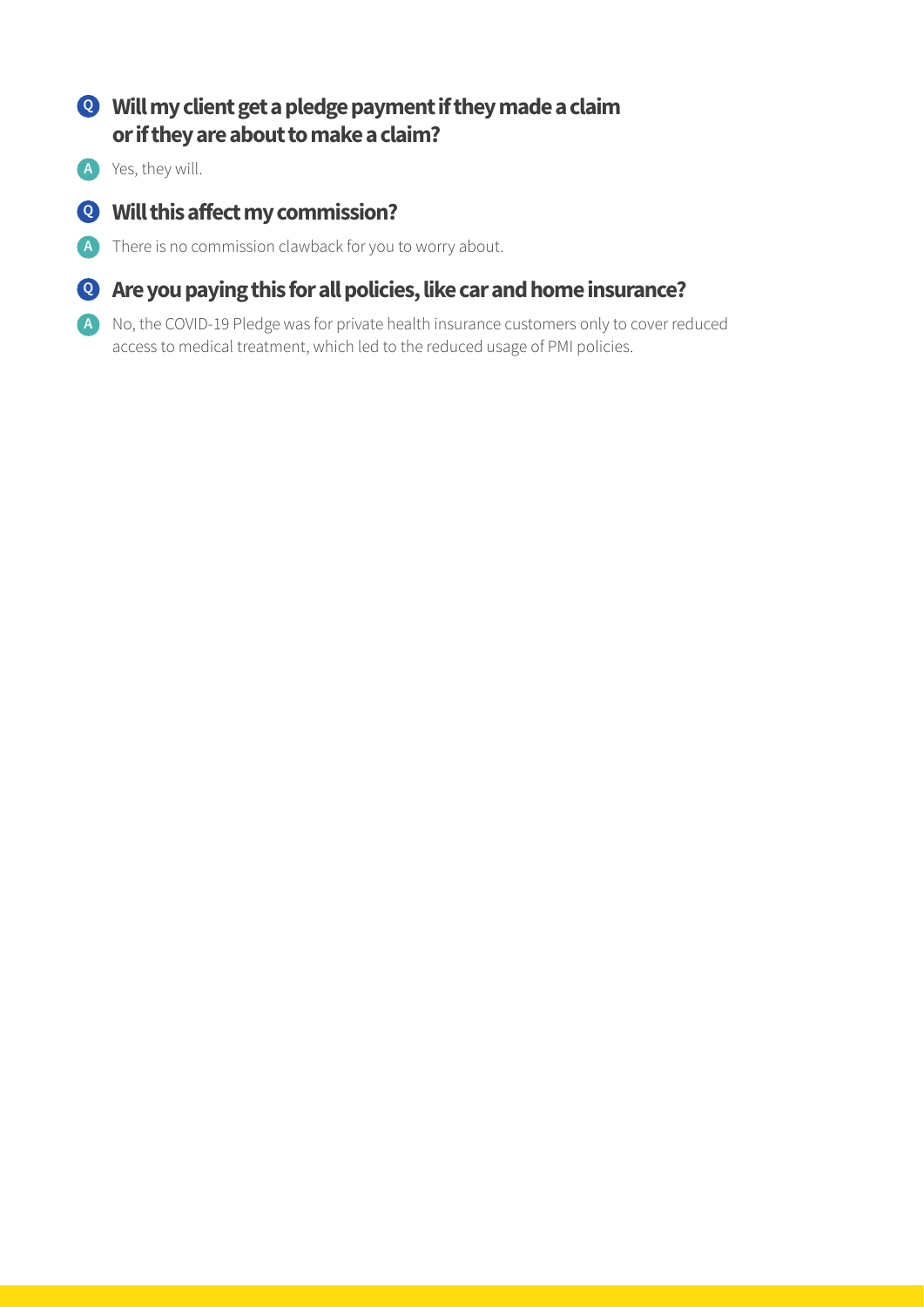**Q** **Will my client get a pledge payment if they made a claim or if they are about to make a claim?**

**A** Yes, they will.

**Q** **Will this affect my commission?**

**A** There is no commission clawback for you to worry about.

**Q** **Are you paying this for all policies, like car and home insurance?**

**A** No, the COVID-19 Pledge was for private health insurance customers only to cover reduced access to medical treatment, which led to the reduced usage of PMI policies.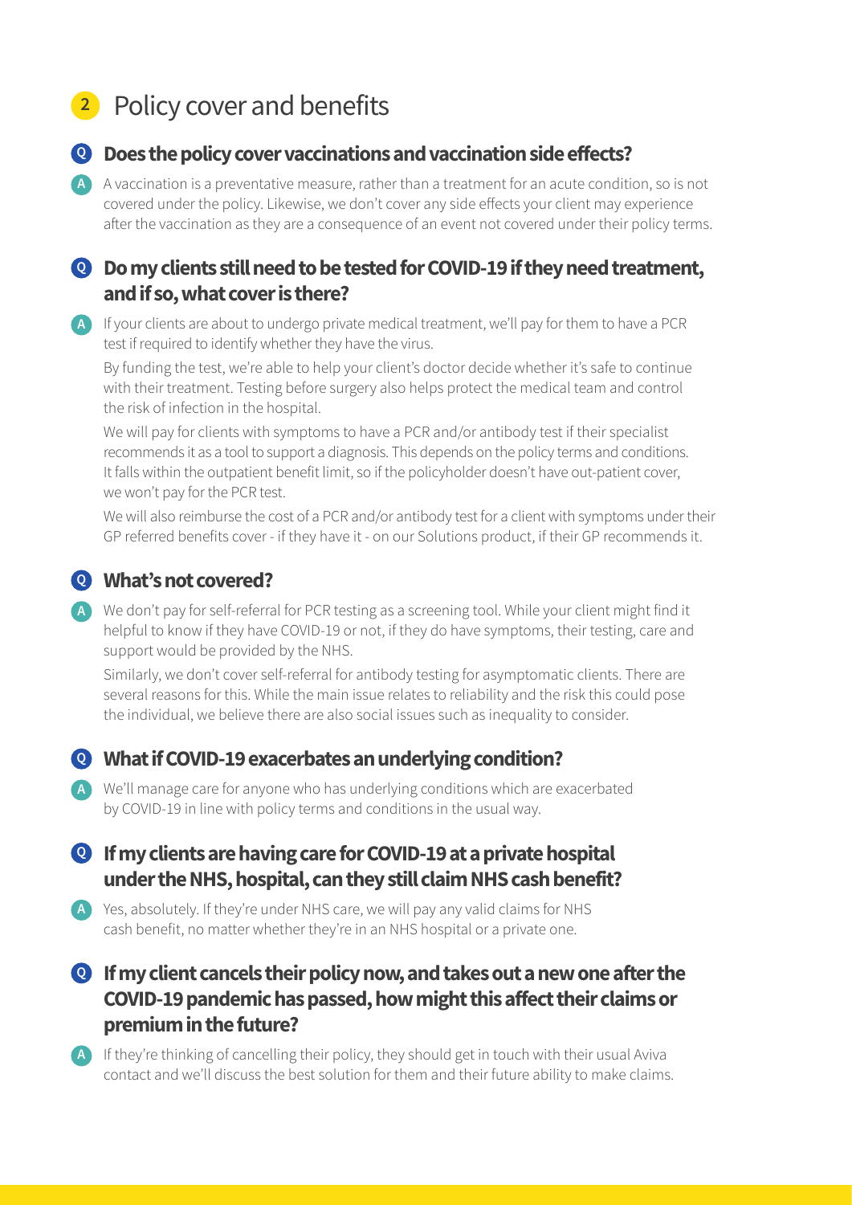## 2 Policy cover and benefits

### Q Does the policy cover vaccinations and vaccination side effects?

**A** A vaccination is a preventative measure, rather than a treatment for an acute condition, so is not covered under the policy. Likewise, we don't cover any side effects your client may experience after the vaccination as they are a consequence of an event not covered under their policy terms.

### Q Do my clients still need to be tested for COVID-19 if they need treatment, and if so, what cover is there?

**A** If your clients are about to undergo private medical treatment, we'll pay for them to have a PCR test if required to identify whether they have the virus.

By funding the test, we're able to help your client's doctor decide whether it's safe to continue with their treatment. Testing before surgery also helps protect the medical team and control the risk of infection in the hospital.

We will pay for clients with symptoms to have a PCR and/or antibody test if their specialist recommends it as a tool to support a diagnosis. This depends on the policy terms and conditions. It falls within the outpatient benefit limit, so if the policyholder doesn't have out-patient cover, we won't pay for the PCR test.

We will also reimburse the cost of a PCR and/or antibody test for a client with symptoms under their GP referred benefits cover - if they have it - on our Solutions product, if their GP recommends it.

### Q What's not covered?

**A** We don't pay for self-referral for PCR testing as a screening tool. While your client might find it helpful to know if they have COVID-19 or not, if they do have symptoms, their testing, care and support would be provided by the NHS.

Similarly, we don't cover self-referral for antibody testing for asymptomatic clients. There are several reasons for this. While the main issue relates to reliability and the risk this could pose the individual, we believe there are also social issues such as inequality to consider.

### Q What if COVID-19 exacerbates an underlying condition?

**A** We'll manage care for anyone who has underlying conditions which are exacerbated by COVID-19 in line with policy terms and conditions in the usual way.

### Q If my clients are having care for COVID-19 at a private hospital under the NHS, hospital, can they still claim NHS cash benefit?

**A** Yes, absolutely. If they're under NHS care, we will pay any valid claims for NHS cash benefit, no matter whether they're in an NHS hospital or a private one.

### Q If my client cancels their policy now, and takes out a new one after the COVID-19 pandemic has passed, how might this affect their claims or premium in the future?

**A** If they're thinking of cancelling their policy, they should get in touch with their usual Aviva contact and we'll discuss the best solution for them and their future ability to make claims.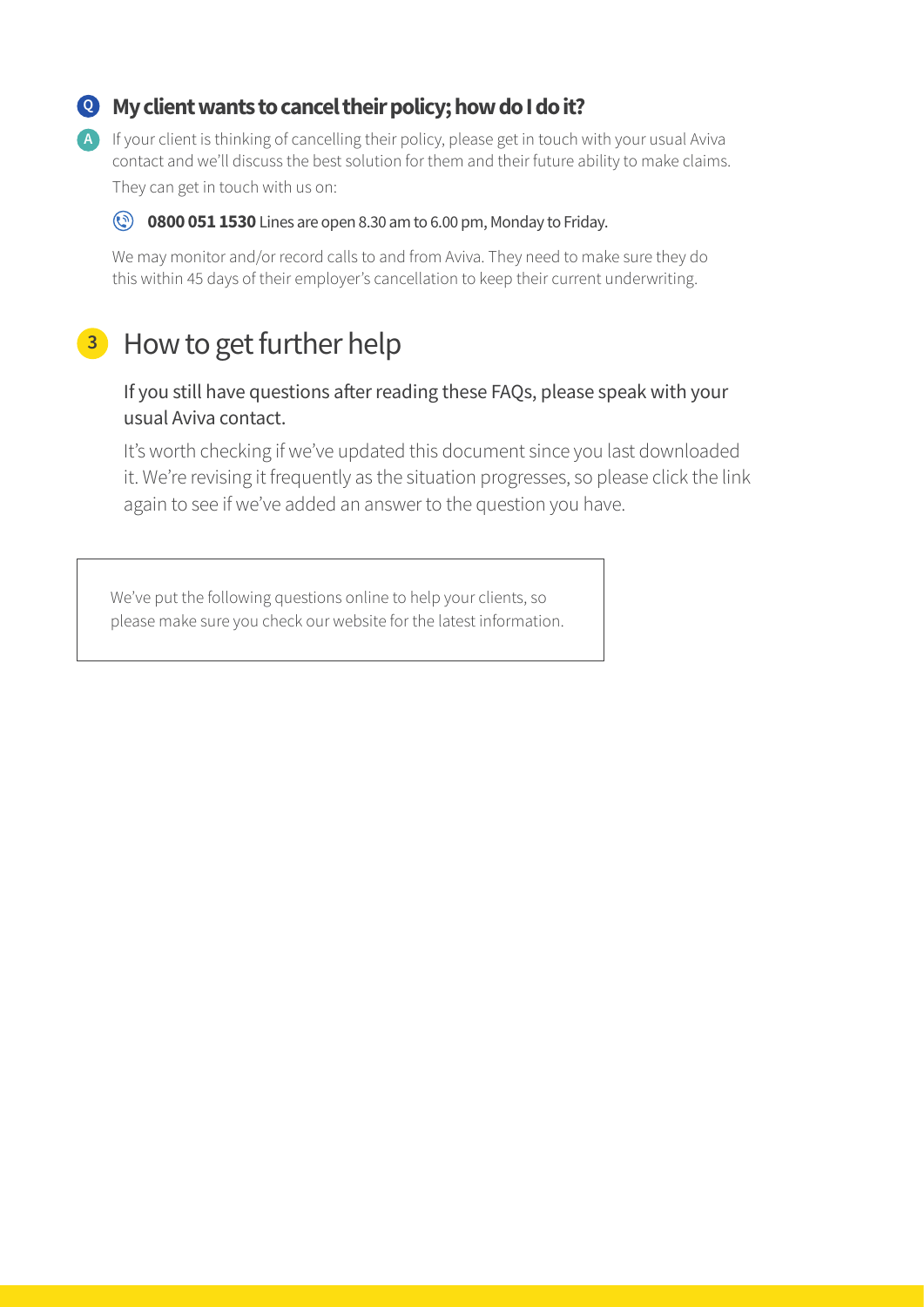### Q My client wants to cancel their policy; how do I do it?

**A** If your client is thinking of cancelling their policy, please get in touch with your usual Aviva contact and we'll discuss the best solution for them and their future ability to make claims. They can get in touch with us on:

**0800 051 1530** Lines are open 8.30 am to 6.00 pm, Monday to Friday.

We may monitor and/or record calls to and from Aviva. They need to make sure they do this within 45 days of their employer's cancellation to keep their current underwriting.

## 3 How to get further help

If you still have questions after reading these FAQs, please speak with your usual Aviva contact.

It's worth checking if we've updated this document since you last downloaded it. We're revising it frequently as the situation progresses, so please click the link again to see if we've added an answer to the question you have.

> We've put the following questions online to help your clients, so please make sure you check our website for the latest information.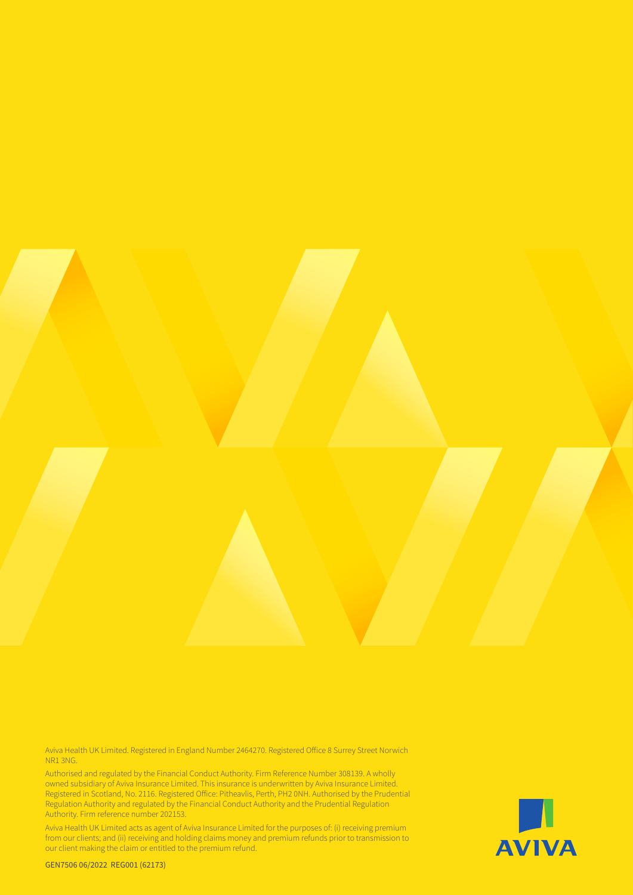Aviva Health UK Limited. Registered in England Number 2464270. Registered Office 8 Surrey Street Norwich NR1 3NG.

Authorised and regulated by the Financial Conduct Authority. Firm Reference Number 308139. A wholly owned subsidiary of Aviva Insurance Limited. This insurance is underwritten by Aviva Insurance Limited. Registered in Scotland, No. 2116. Registered Office: Pitheavlis, Perth, PH2 0NH. Authorised by the Prudential Regulation Authority and regulated by the Financial Conduct Authority and the Prudential Regulation Authority. Firm reference number 202153.

Aviva Health UK Limited acts as agent of Aviva Insurance Limited for the purposes of: (i) receiving premium from our clients; and (ii) receiving and holding claims money and premium refunds prior to transmission to our client making the claim or entitled to the premium refund.

GEN7506 06/2022 REG001 (62173)

AVIVA